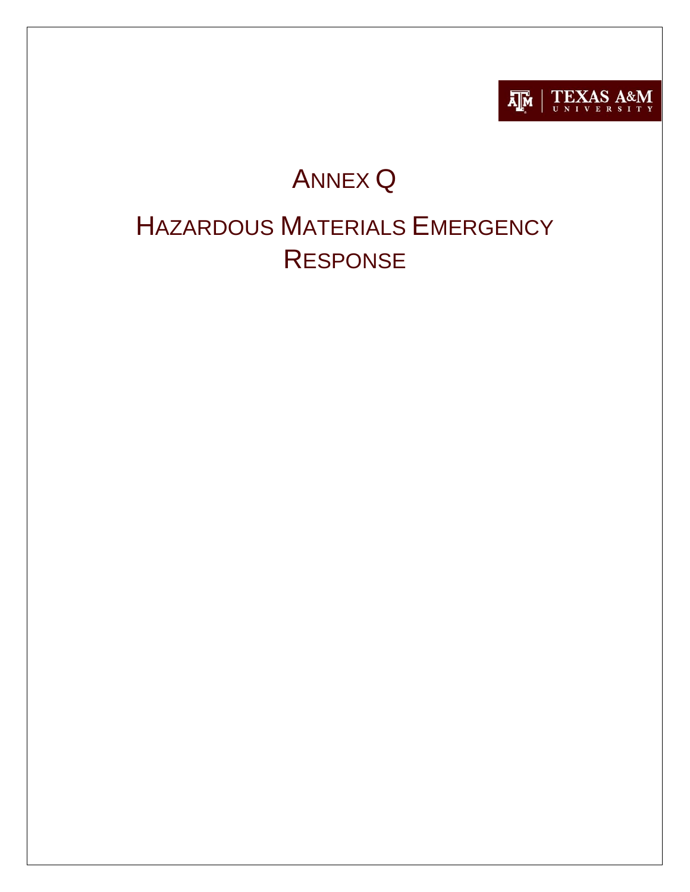TEXAS A&M UNIVERSITY

# ANNEX Q

# HAZARDOUS MATERIALS EMERGENCY RESPONSE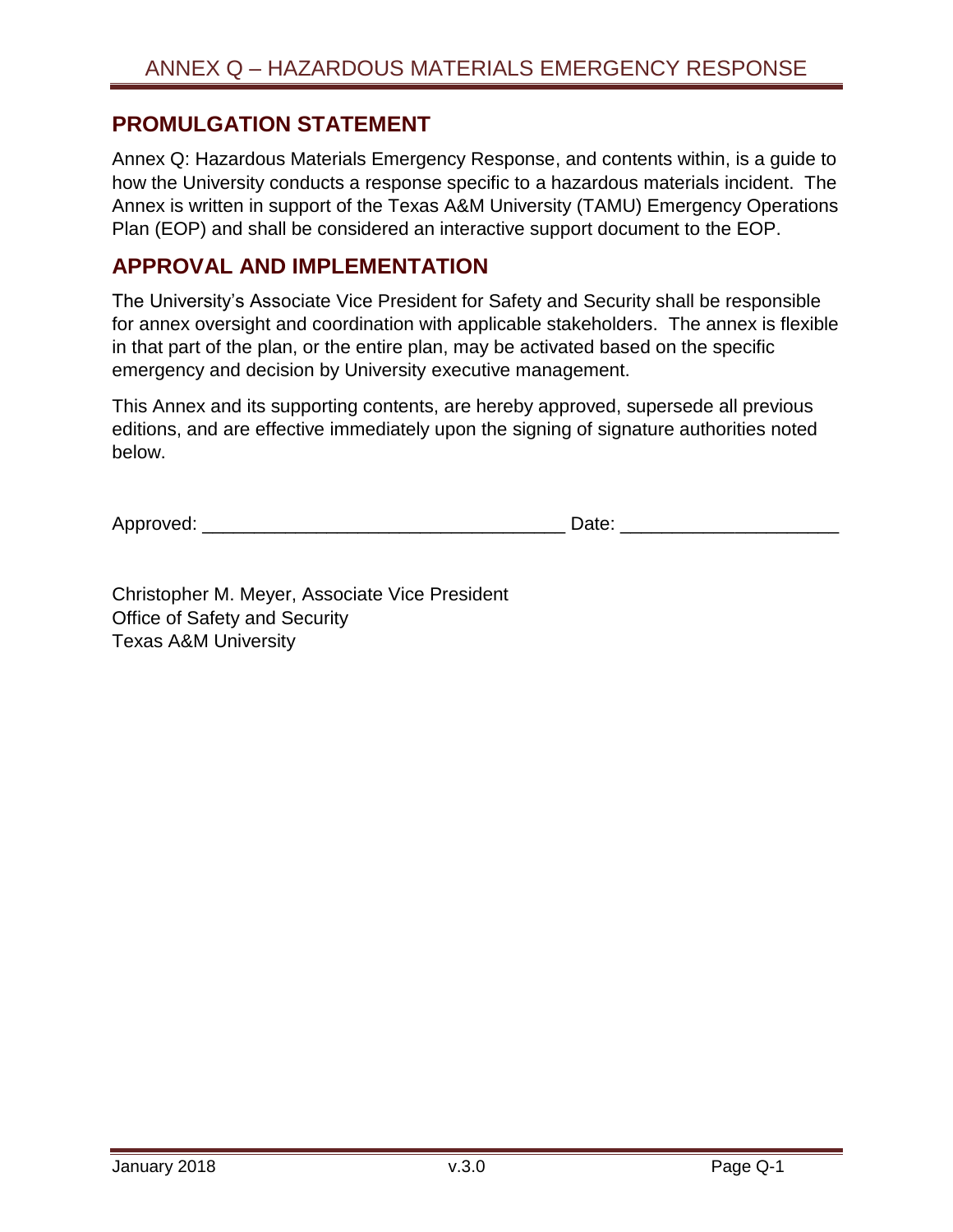## PROMULGATION STATEMENT

Annex Q: Hazardous Materials Emergency Response, and contents within, is a guide to how the University conducts a response specific to a hazardous materials incident. The Annex is written in support of the Texas A&M University (TAMU) Emergency Operations Plan (EOP) and shall be considered an interactive support document to the EOP.

## APPROVAL AND IMPLEMENTATION

The University's Associate Vice President for Safety and Security shall be responsible for annex oversight and coordination with applicable stakeholders. The annex is flexible in that part of the plan, or the entire plan, may be activated based on the specific emergency and decision by University executive management.

This Annex and its supporting contents, are hereby approved, supersede all previous editions, and are effective immediately upon the signing of signature authorities noted below.

Approved: ___________________________________ Date: ____________________

Christopher M. Meyer, Associate Vice President
Office of Safety and Security
Texas A&M University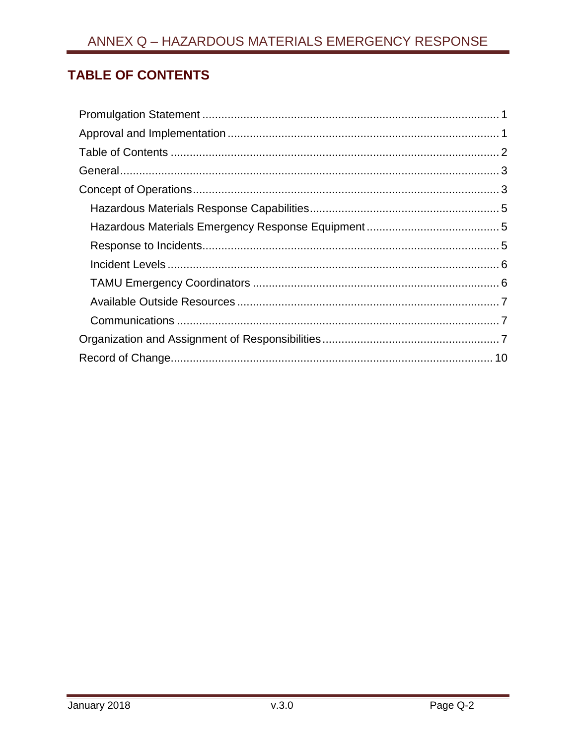## TABLE OF CONTENTS

- Promulgation Statement ... 1
- Approval and Implementation ... 1
- Table of Contents ... 2
- General ... 3
- Concept of Operations ... 3
  - Hazardous Materials Response Capabilities ... 5
  - Hazardous Materials Emergency Response Equipment ... 5
  - Response to Incidents ... 5
  - Incident Levels ... 6
  - TAMU Emergency Coordinators ... 6
  - Available Outside Resources ... 7
  - Communications ... 7
- Organization and Assignment of Responsibilities ... 7
- Record of Change ... 10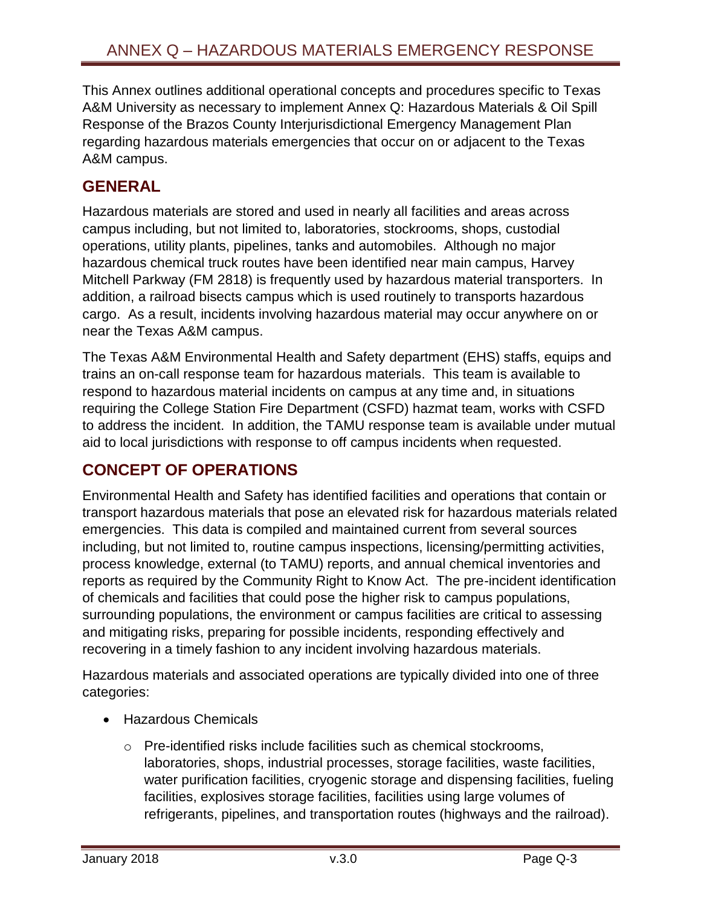# ANNEX Q – HAZARDOUS MATERIALS EMERGENCY RESPONSE

This Annex outlines additional operational concepts and procedures specific to Texas A&M University as necessary to implement Annex Q: Hazardous Materials & Oil Spill Response of the Brazos County Interjurisdictional Emergency Management Plan regarding hazardous materials emergencies that occur on or adjacent to the Texas A&M campus.

## GENERAL

Hazardous materials are stored and used in nearly all facilities and areas across campus including, but not limited to, laboratories, stockrooms, shops, custodial operations, utility plants, pipelines, tanks and automobiles. Although no major hazardous chemical truck routes have been identified near main campus, Harvey Mitchell Parkway (FM 2818) is frequently used by hazardous material transporters. In addition, a railroad bisects campus which is used routinely to transports hazardous cargo. As a result, incidents involving hazardous material may occur anywhere on or near the Texas A&M campus.

The Texas A&M Environmental Health and Safety department (EHS) staffs, equips and trains an on-call response team for hazardous materials. This team is available to respond to hazardous material incidents on campus at any time and, in situations requiring the College Station Fire Department (CSFD) hazmat team, works with CSFD to address the incident. In addition, the TAMU response team is available under mutual aid to local jurisdictions with response to off campus incidents when requested.

## CONCEPT OF OPERATIONS

Environmental Health and Safety has identified facilities and operations that contain or transport hazardous materials that pose an elevated risk for hazardous materials related emergencies. This data is compiled and maintained current from several sources including, but not limited to, routine campus inspections, licensing/permitting activities, process knowledge, external (to TAMU) reports, and annual chemical inventories and reports as required by the Community Right to Know Act. The pre-incident identification of chemicals and facilities that could pose the higher risk to campus populations, surrounding populations, the environment or campus facilities are critical to assessing and mitigating risks, preparing for possible incidents, responding effectively and recovering in a timely fashion to any incident involving hazardous materials.

Hazardous materials and associated operations are typically divided into one of three categories:

- Hazardous Chemicals
  - Pre-identified risks include facilities such as chemical stockrooms, laboratories, shops, industrial processes, storage facilities, waste facilities, water purification facilities, cryogenic storage and dispensing facilities, fueling facilities, explosives storage facilities, facilities using large volumes of refrigerants, pipelines, and transportation routes (highways and the railroad).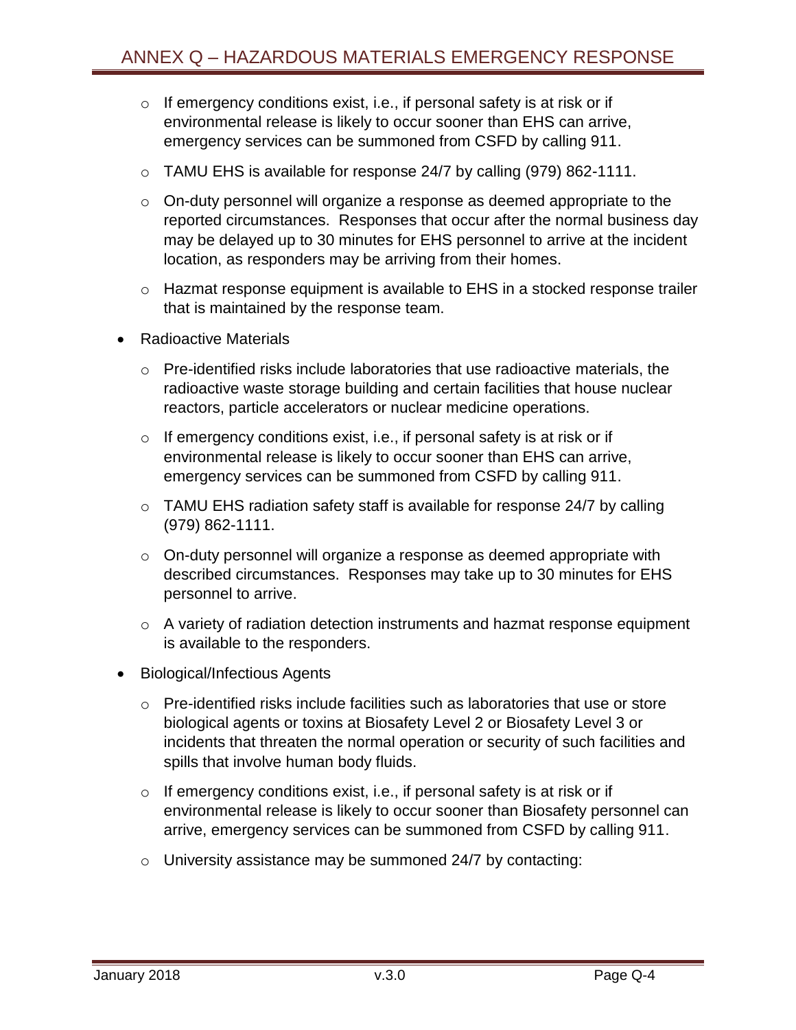- If emergency conditions exist, i.e., if personal safety is at risk or if environmental release is likely to occur sooner than EHS can arrive, emergency services can be summoned from CSFD by calling 911.
  - TAMU EHS is available for response 24/7 by calling (979) 862-1111.
  - On-duty personnel will organize a response as deemed appropriate to the reported circumstances. Responses that occur after the normal business day may be delayed up to 30 minutes for EHS personnel to arrive at the incident location, as responders may be arriving from their homes.
  - Hazmat response equipment is available to EHS in a stocked response trailer that is maintained by the response team.

- Radioactive Materials
  - Pre-identified risks include laboratories that use radioactive materials, the radioactive waste storage building and certain facilities that house nuclear reactors, particle accelerators or nuclear medicine operations.
  - If emergency conditions exist, i.e., if personal safety is at risk or if environmental release is likely to occur sooner than EHS can arrive, emergency services can be summoned from CSFD by calling 911.
  - TAMU EHS radiation safety staff is available for response 24/7 by calling (979) 862-1111.
  - On-duty personnel will organize a response as deemed appropriate with described circumstances. Responses may take up to 30 minutes for EHS personnel to arrive.
  - A variety of radiation detection instruments and hazmat response equipment is available to the responders.

- Biological/Infectious Agents
  - Pre-identified risks include facilities such as laboratories that use or store biological agents or toxins at Biosafety Level 2 or Biosafety Level 3 or incidents that threaten the normal operation or security of such facilities and spills that involve human body fluids.
  - If emergency conditions exist, i.e., if personal safety is at risk or if environmental release is likely to occur sooner than Biosafety personnel can arrive, emergency services can be summoned from CSFD by calling 911.
  - University assistance may be summoned 24/7 by contacting: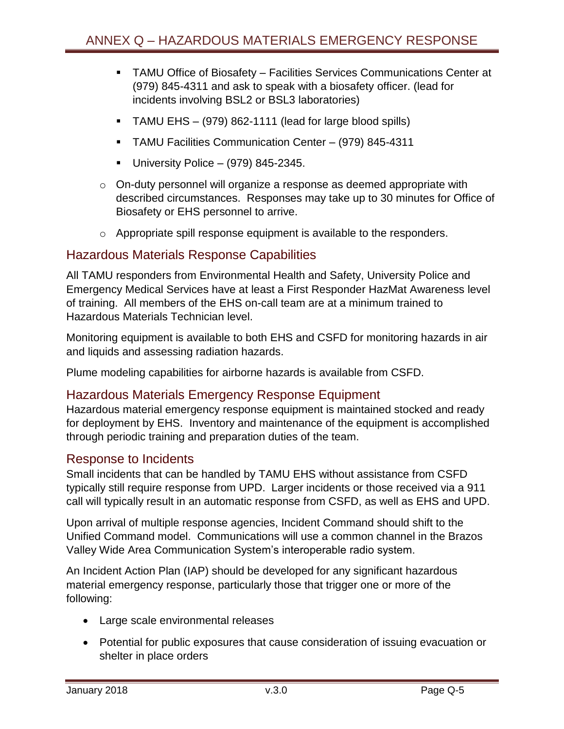- TAMU Office of Biosafety – Facilities Services Communications Center at (979) 845-4311 and ask to speak with a biosafety officer. (lead for incidents involving BSL2 or BSL3 laboratories)
        - TAMU EHS – (979) 862-1111 (lead for large blood spills)
        - TAMU Facilities Communication Center – (979) 845-4311
        - University Police – (979) 845-2345.
    - On-duty personnel will organize a response as deemed appropriate with described circumstances. Responses may take up to 30 minutes for Office of Biosafety or EHS personnel to arrive.
    - Appropriate spill response equipment is available to the responders.

## Hazardous Materials Response Capabilities

All TAMU responders from Environmental Health and Safety, University Police and Emergency Medical Services have at least a First Responder HazMat Awareness level of training. All members of the EHS on-call team are at a minimum trained to Hazardous Materials Technician level.

Monitoring equipment is available to both EHS and CSFD for monitoring hazards in air and liquids and assessing radiation hazards.

Plume modeling capabilities for airborne hazards is available from CSFD.

## Hazardous Materials Emergency Response Equipment

Hazardous material emergency response equipment is maintained stocked and ready for deployment by EHS. Inventory and maintenance of the equipment is accomplished through periodic training and preparation duties of the team.

## Response to Incidents

Small incidents that can be handled by TAMU EHS without assistance from CSFD typically still require response from UPD. Larger incidents or those received via a 911 call will typically result in an automatic response from CSFD, as well as EHS and UPD.

Upon arrival of multiple response agencies, Incident Command should shift to the Unified Command model. Communications will use a common channel in the Brazos Valley Wide Area Communication System's interoperable radio system.

An Incident Action Plan (IAP) should be developed for any significant hazardous material emergency response, particularly those that trigger one or more of the following:

- Large scale environmental releases
- Potential for public exposures that cause consideration of issuing evacuation or shelter in place orders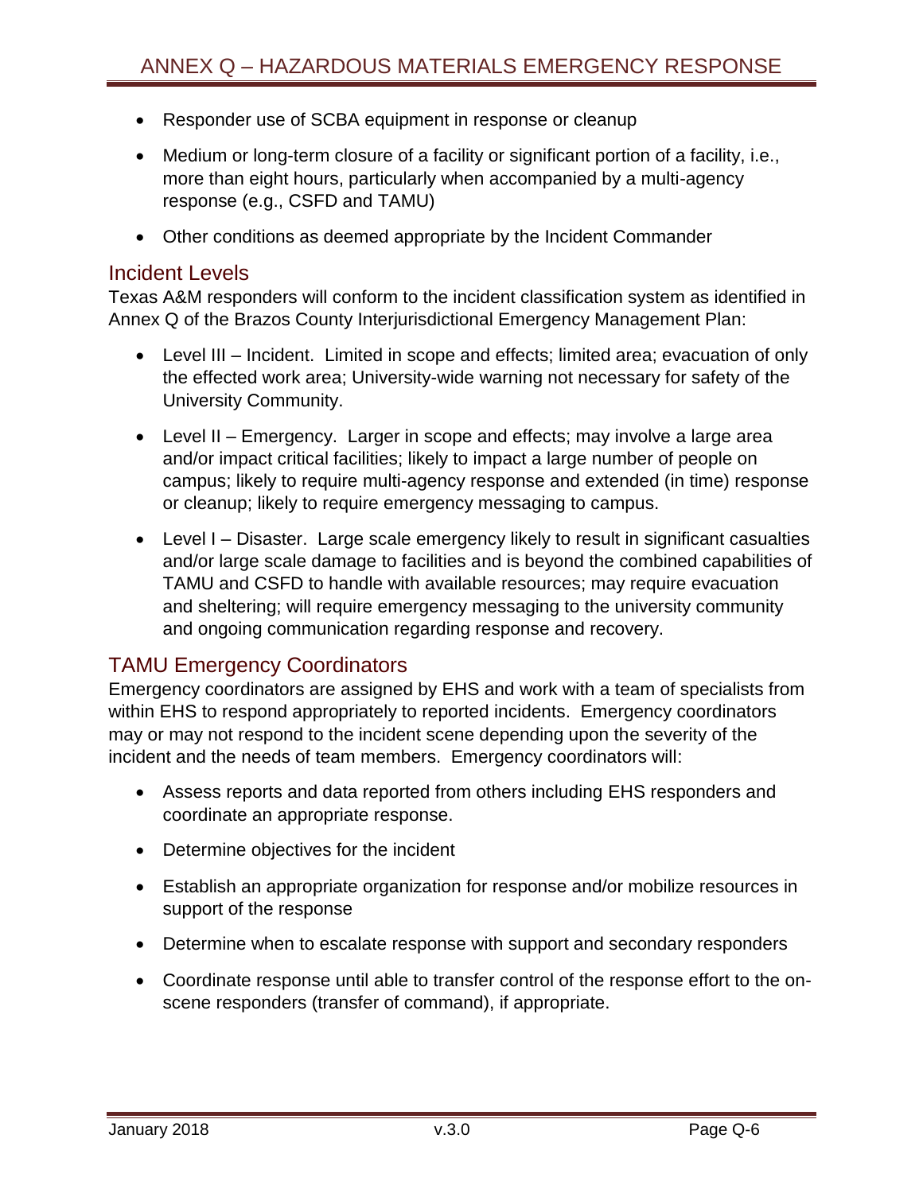- Responder use of SCBA equipment in response or cleanup
- Medium or long-term closure of a facility or significant portion of a facility, i.e., more than eight hours, particularly when accompanied by a multi-agency response (e.g., CSFD and TAMU)
- Other conditions as deemed appropriate by the Incident Commander

## Incident Levels

Texas A&M responders will conform to the incident classification system as identified in Annex Q of the Brazos County Interjurisdictional Emergency Management Plan:

- Level III – Incident. Limited in scope and effects; limited area; evacuation of only the effected work area; University-wide warning not necessary for safety of the University Community.
- Level II – Emergency. Larger in scope and effects; may involve a large area and/or impact critical facilities; likely to impact a large number of people on campus; likely to require multi-agency response and extended (in time) response or cleanup; likely to require emergency messaging to campus.
- Level I – Disaster. Large scale emergency likely to result in significant casualties and/or large scale damage to facilities and is beyond the combined capabilities of TAMU and CSFD to handle with available resources; may require evacuation and sheltering; will require emergency messaging to the university community and ongoing communication regarding response and recovery.

## TAMU Emergency Coordinators

Emergency coordinators are assigned by EHS and work with a team of specialists from within EHS to respond appropriately to reported incidents. Emergency coordinators may or may not respond to the incident scene depending upon the severity of the incident and the needs of team members. Emergency coordinators will:

- Assess reports and data reported from others including EHS responders and coordinate an appropriate response.
- Determine objectives for the incident
- Establish an appropriate organization for response and/or mobilize resources in support of the response
- Determine when to escalate response with support and secondary responders
- Coordinate response until able to transfer control of the response effort to the on-scene responders (transfer of command), if appropriate.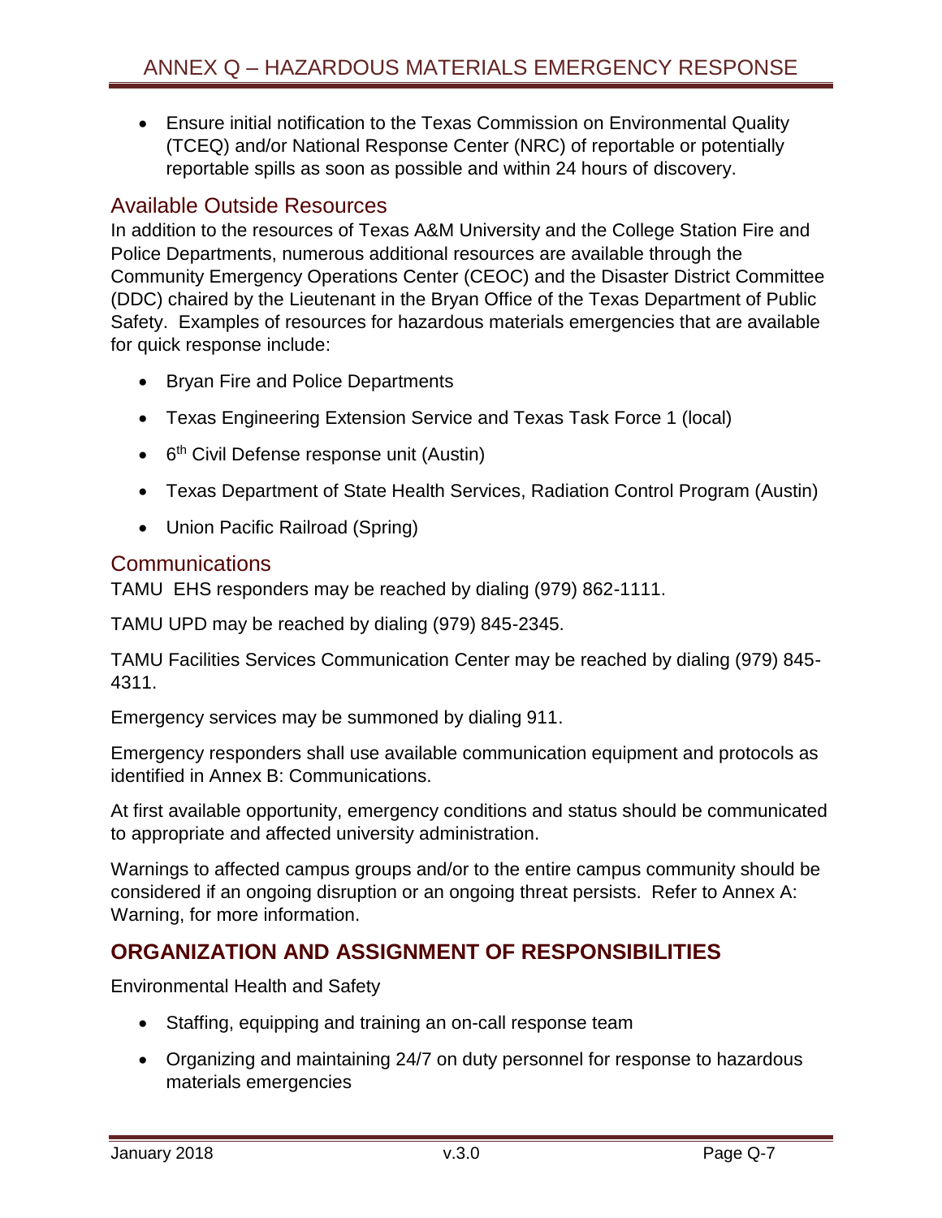- Ensure initial notification to the Texas Commission on Environmental Quality (TCEQ) and/or National Response Center (NRC) of reportable or potentially reportable spills as soon as possible and within 24 hours of discovery.

### Available Outside Resources

In addition to the resources of Texas A&M University and the College Station Fire and Police Departments, numerous additional resources are available through the Community Emergency Operations Center (CEOC) and the Disaster District Committee (DDC) chaired by the Lieutenant in the Bryan Office of the Texas Department of Public Safety. Examples of resources for hazardous materials emergencies that are available for quick response include:

- Bryan Fire and Police Departments
- Texas Engineering Extension Service and Texas Task Force 1 (local)
- 6th Civil Defense response unit (Austin)
- Texas Department of State Health Services, Radiation Control Program (Austin)
- Union Pacific Railroad (Spring)

### Communications

TAMU EHS responders may be reached by dialing (979) 862-1111.

TAMU UPD may be reached by dialing (979) 845-2345.

TAMU Facilities Services Communication Center may be reached by dialing (979) 845-4311.

Emergency services may be summoned by dialing 911.

Emergency responders shall use available communication equipment and protocols as identified in Annex B: Communications.

At first available opportunity, emergency conditions and status should be communicated to appropriate and affected university administration.

Warnings to affected campus groups and/or to the entire campus community should be considered if an ongoing disruption or an ongoing threat persists. Refer to Annex A: Warning, for more information.

## ORGANIZATION AND ASSIGNMENT OF RESPONSIBILITIES

Environmental Health and Safety

- Staffing, equipping and training an on-call response team
- Organizing and maintaining 24/7 on duty personnel for response to hazardous materials emergencies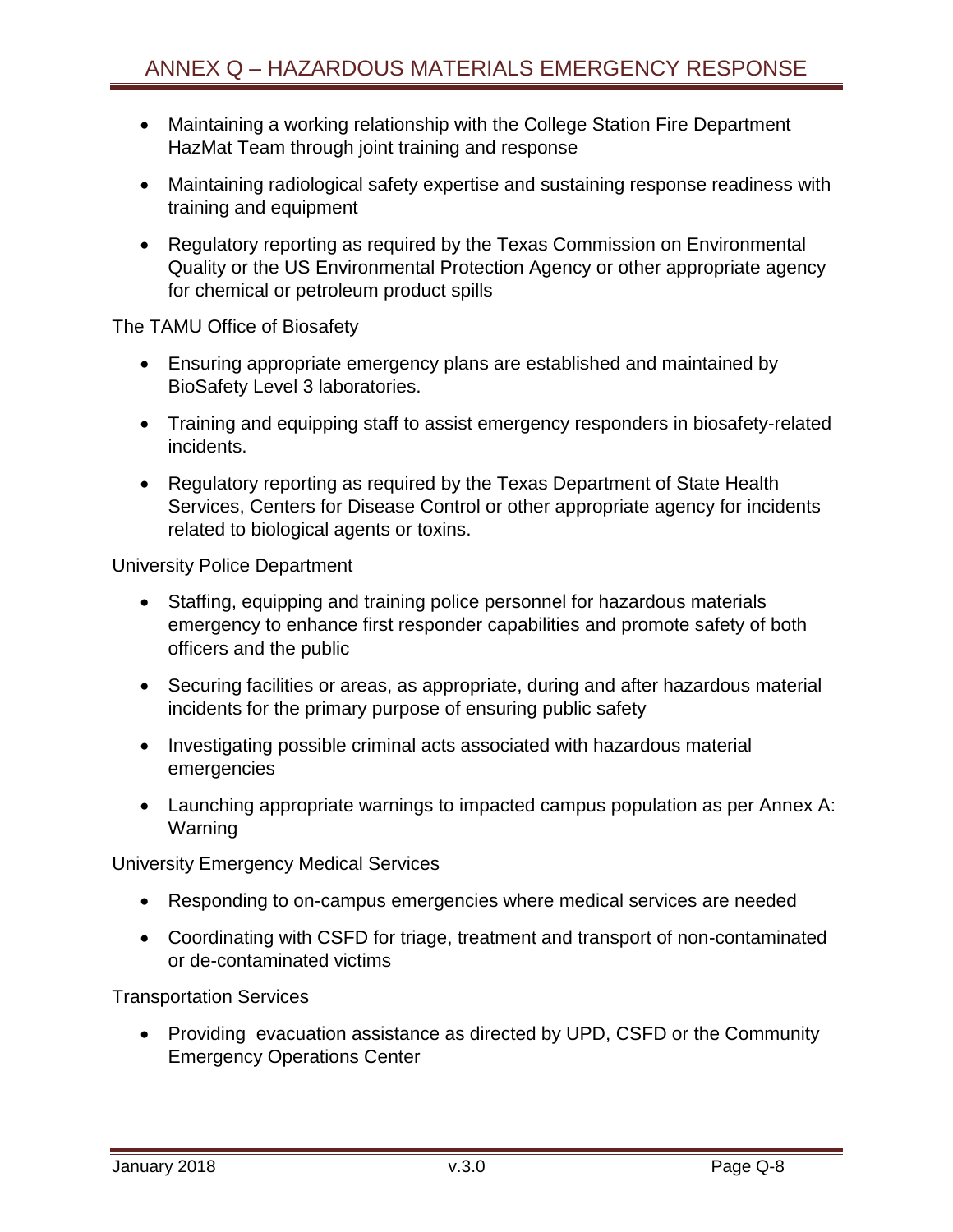- Maintaining a working relationship with the College Station Fire Department HazMat Team through joint training and response
- Maintaining radiological safety expertise and sustaining response readiness with training and equipment
- Regulatory reporting as required by the Texas Commission on Environmental Quality or the US Environmental Protection Agency or other appropriate agency for chemical or petroleum product spills

The TAMU Office of Biosafety

- Ensuring appropriate emergency plans are established and maintained by BioSafety Level 3 laboratories.
- Training and equipping staff to assist emergency responders in biosafety-related incidents.
- Regulatory reporting as required by the Texas Department of State Health Services, Centers for Disease Control or other appropriate agency for incidents related to biological agents or toxins.

University Police Department

- Staffing, equipping and training police personnel for hazardous materials emergency to enhance first responder capabilities and promote safety of both officers and the public
- Securing facilities or areas, as appropriate, during and after hazardous material incidents for the primary purpose of ensuring public safety
- Investigating possible criminal acts associated with hazardous material emergencies
- Launching appropriate warnings to impacted campus population as per Annex A: Warning

University Emergency Medical Services

- Responding to on-campus emergencies where medical services are needed
- Coordinating with CSFD for triage, treatment and transport of non-contaminated or de-contaminated victims

Transportation Services

- Providing evacuation assistance as directed by UPD, CSFD or the Community Emergency Operations Center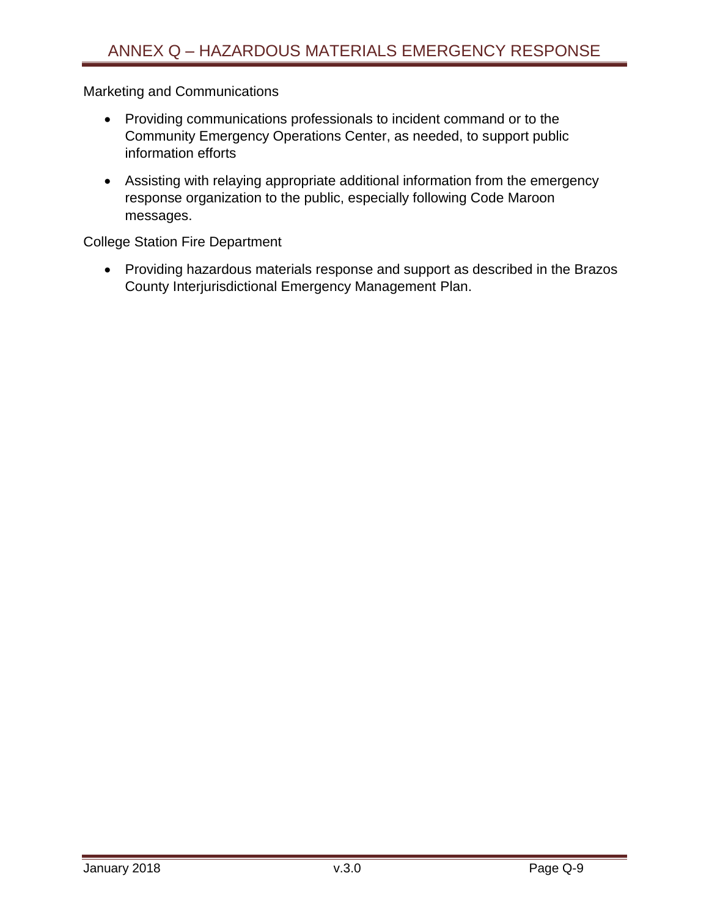Marketing and Communications

- Providing communications professionals to incident command or to the Community Emergency Operations Center, as needed, to support public information efforts
- Assisting with relaying appropriate additional information from the emergency response organization to the public, especially following Code Maroon messages.

College Station Fire Department

- Providing hazardous materials response and support as described in the Brazos County Interjurisdictional Emergency Management Plan.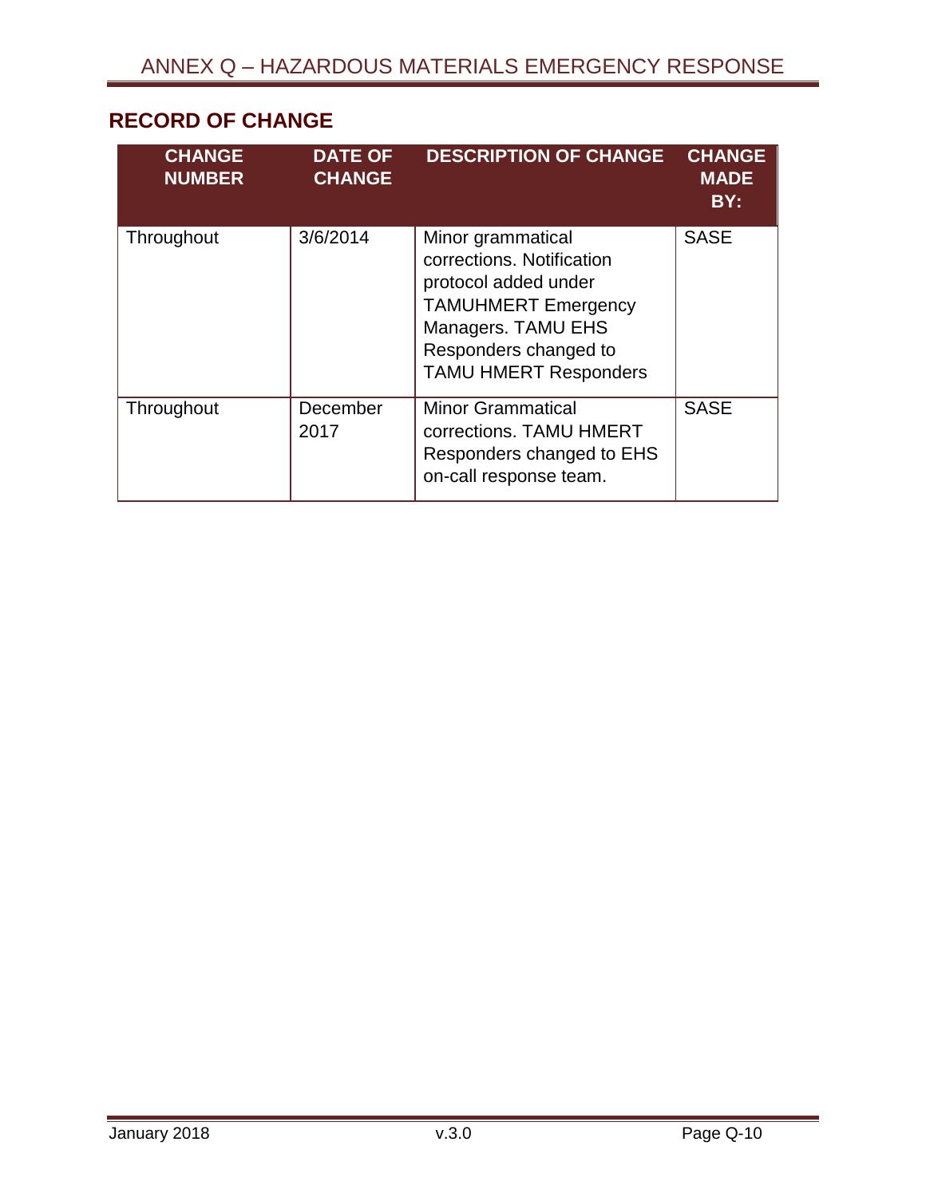## RECORD OF CHANGE

| CHANGE NUMBER | DATE OF CHANGE | DESCRIPTION OF CHANGE | CHANGE MADE BY: |
|---|---|---|---|
| Throughout | 3/6/2014 | Minor grammatical corrections. Notification protocol added under TAMUHMERT Emergency Managers. TAMU EHS Responders changed to TAMU HMERT Responders | SASE |
| Throughout | December 2017 | Minor Grammatical corrections. TAMU HMERT Responders changed to EHS on-call response team. | SASE |